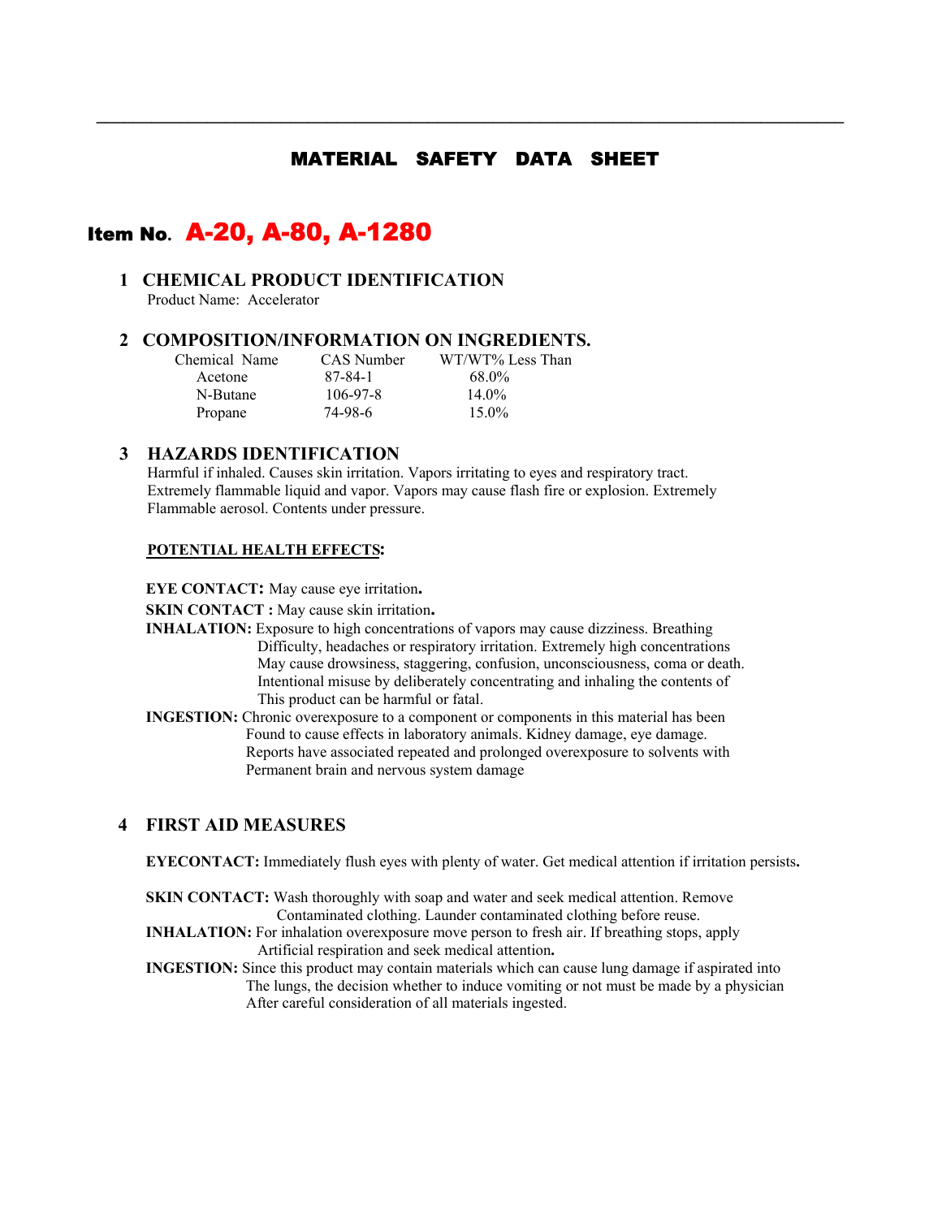# MATERIAL SAFETY DATA SHEET

## Item No. A-20, A-80, A-1280

### 1 CHEMICAL PRODUCT IDENTIFICATION

Product Name: Accelerator

### 2 COMPOSITION/INFORMATION ON INGREDIENTS.

| Chemical Name | CAS Number | WT/WT% Less Than |
|---|---|---|
| Acetone | 87-84-1 | 68.0% |
| N-Butane | 106-97-8 | 14.0% |
| Propane | 74-98-6 | 15.0% |

### 3 HAZARDS IDENTIFICATION

Harmful if inhaled. Causes skin irritation. Vapors irritating to eyes and respiratory tract. Extremely flammable liquid and vapor. Vapors may cause flash fire or explosion. Extremely Flammable aerosol. Contents under pressure.

**POTENTIAL HEALTH EFFECTS:**

**EYE CONTACT:** May cause eye irritation**.**

**SKIN CONTACT :** May cause skin irritation**.**

**INHALATION:** Exposure to high concentrations of vapors may cause dizziness. Breathing Difficulty, headaches or respiratory irritation. Extremely high concentrations May cause drowsiness, staggering, confusion, unconsciousness, coma or death. Intentional misuse by deliberately concentrating and inhaling the contents of This product can be harmful or fatal.

**INGESTION:** Chronic overexposure to a component or components in this material has been Found to cause effects in laboratory animals. Kidney damage, eye damage. Reports have associated repeated and prolonged overexposure to solvents with Permanent brain and nervous system damage

### 4 FIRST AID MEASURES

**EYECONTACT:** Immediately flush eyes with plenty of water. Get medical attention if irritation persists**.**

**SKIN CONTACT:** Wash thoroughly with soap and water and seek medical attention. Remove Contaminated clothing. Launder contaminated clothing before reuse.

**INHALATION:** For inhalation overexposure move person to fresh air. If breathing stops, apply Artificial respiration and seek medical attention**.**

**INGESTION:** Since this product may contain materials which can cause lung damage if aspirated into The lungs, the decision whether to induce vomiting or not must be made by a physician After careful consideration of all materials ingested.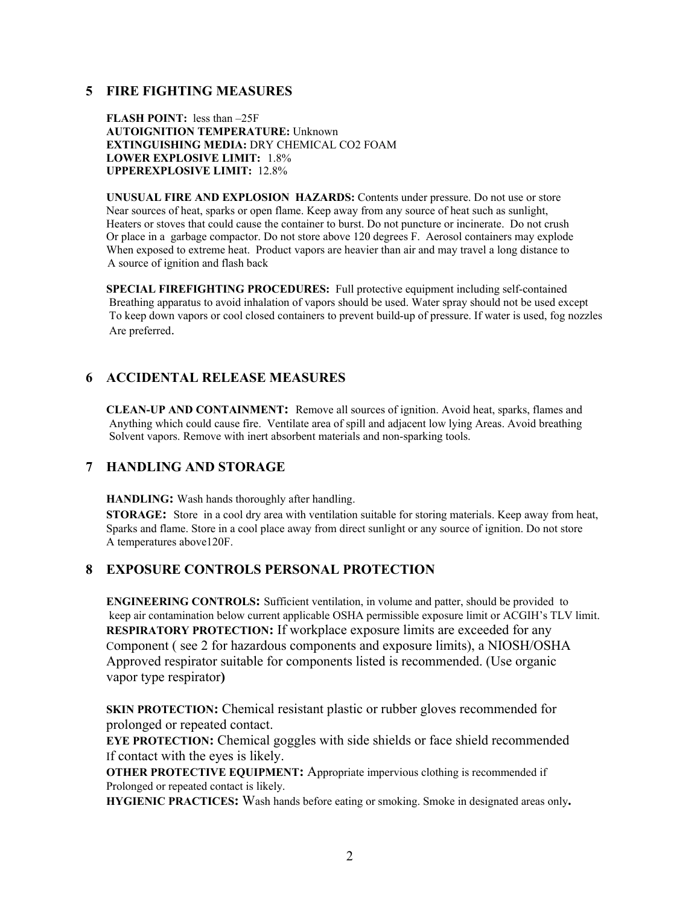## 5 FIRE FIGHTING MEASURES

**FLASH POINT:** less than –25F
**AUTOIGNITION TEMPERATURE:** Unknown
**EXTINGUISHING MEDIA:** DRY CHEMICAL CO2 FOAM
**LOWER EXPLOSIVE LIMIT:** 1.8%
**UPPEREXPLOSIVE LIMIT:** 12.8%

**UNUSUAL FIRE AND EXPLOSION HAZARDS:** Contents under pressure. Do not use or store Near sources of heat, sparks or open flame. Keep away from any source of heat such as sunlight, Heaters or stoves that could cause the container to burst. Do not puncture or incinerate. Do not crush Or place in a garbage compactor. Do not store above 120 degrees F. Aerosol containers may explode When exposed to extreme heat. Product vapors are heavier than air and may travel a long distance to A source of ignition and flash back

**SPECIAL FIREFIGHTING PROCEDURES:** Full protective equipment including self-contained Breathing apparatus to avoid inhalation of vapors should be used. Water spray should not be used except To keep down vapors or cool closed containers to prevent build-up of pressure. If water is used, fog nozzles Are preferred.

## 6 ACCIDENTAL RELEASE MEASURES

**CLEAN-UP AND CONTAINMENT:** Remove all sources of ignition. Avoid heat, sparks, flames and Anything which could cause fire. Ventilate area of spill and adjacent low lying Areas. Avoid breathing Solvent vapors. Remove with inert absorbent materials and non-sparking tools.

## 7 HANDLING AND STORAGE

**HANDLING:** Wash hands thoroughly after handling.

**STORAGE:** Store in a cool dry area with ventilation suitable for storing materials. Keep away from heat, Sparks and flame. Store in a cool place away from direct sunlight or any source of ignition. Do not store A temperatures above120F.

## 8 EXPOSURE CONTROLS PERSONAL PROTECTION

**ENGINEERING CONTROLS:** Sufficient ventilation, in volume and patter, should be provided to keep air contamination below current applicable OSHA permissible exposure limit or ACGIH's TLV limit.
**RESPIRATORY PROTECTION:** If workplace exposure limits are exceeded for any Component ( see 2 for hazardous components and exposure limits), a NIOSH/OSHA Approved respirator suitable for components listed is recommended. (Use organic vapor type respirator**)**

**SKIN PROTECTION:** Chemical resistant plastic or rubber gloves recommended for prolonged or repeated contact.
**EYE PROTECTION:** Chemical goggles with side shields or face shield recommended If contact with the eyes is likely.
**OTHER PROTECTIVE EQUIPMENT:** Appropriate impervious clothing is recommended if Prolonged or repeated contact is likely.
**HYGIENIC PRACTICES:** Wash hands before eating or smoking. Smoke in designated areas only**.**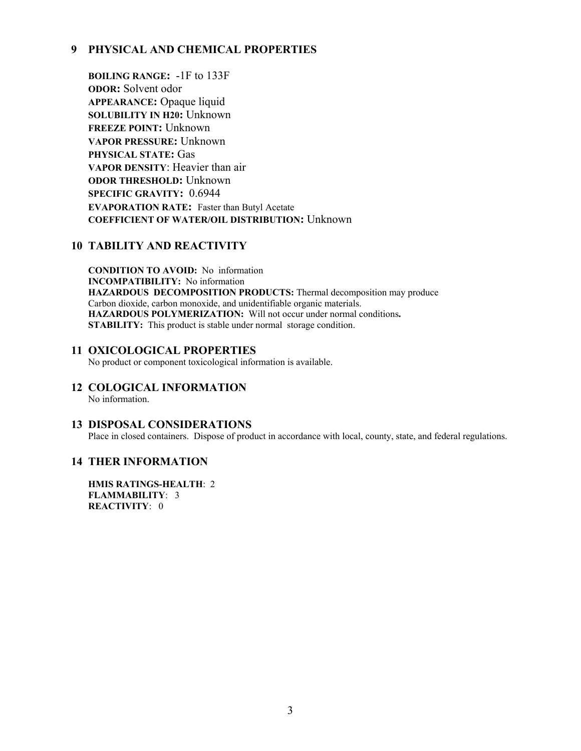## 9 PHYSICAL AND CHEMICAL PROPERTIES

**BOILING RANGE:** -1F to 133F
**ODOR:** Solvent odor
**APPEARANCE:** Opaque liquid
**SOLUBILITY IN H20:** Unknown
**FREEZE POINT:** Unknown
**VAPOR PRESSURE:** Unknown
**PHYSICAL STATE:** Gas
**VAPOR DENSITY**: Heavier than air
**ODOR THRESHOLD:** Unknown
**SPECIFIC GRAVITY:** 0.6944
**EVAPORATION RATE:** Faster than Butyl Acetate
**COEFFICIENT OF WATER/OIL DISTRIBUTION:** Unknown

## 10 TABILITY AND REACTIVITY

**CONDITION TO AVOID:** No information
**INCOMPATIBILITY:** No information
**HAZARDOUS DECOMPOSITION PRODUCTS:** Thermal decomposition may produce Carbon dioxide, carbon monoxide, and unidentifiable organic materials.
**HAZARDOUS POLYMERIZATION:** Will not occur under normal conditions**.**
**STABILITY:** This product is stable under normal storage condition.

## 11 OXICOLOGICAL PROPERTIES

No product or component toxicological information is available.

## 12 COLOGICAL INFORMATION

No information.

## 13 DISPOSAL CONSIDERATIONS

Place in closed containers. Dispose of product in accordance with local, county, state, and federal regulations.

## 14 THER INFORMATION

**HMIS RATINGS-HEALTH**: 2
**FLAMMABILITY**: 3
**REACTIVITY**: 0